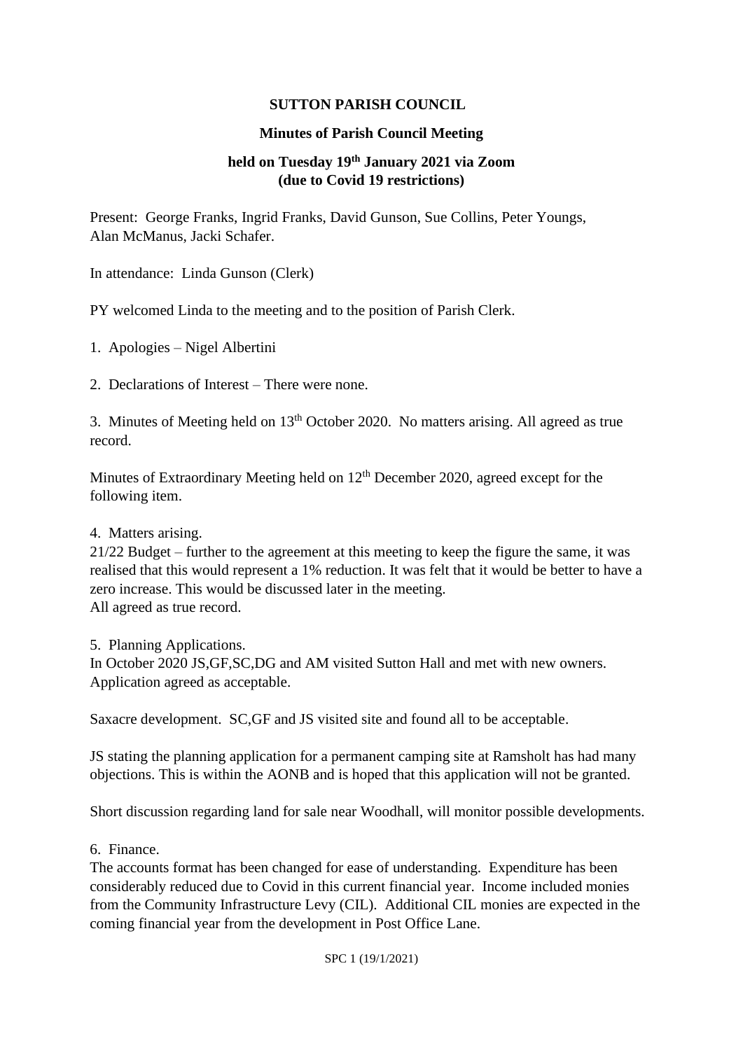**SUTTON PARISH COUNCIL**

**Minutes of Parish Council Meeting**

**held on Tuesday 19th January 2021 via Zoom (due to Covid 19 restrictions)**

Present: George Franks, Ingrid Franks, David Gunson, Sue Collins, Peter Youngs, Alan McManus, Jacki Schafer.

In attendance: Linda Gunson (Clerk)

PY welcomed Linda to the meeting and to the position of Parish Clerk.

1. Apologies – Nigel Albertini

2. Declarations of Interest – There were none.

3. Minutes of Meeting held on 13th October 2020. No matters arising. All agreed as true record.

Minutes of Extraordinary Meeting held on 12th December 2020, agreed except for the following item.

4. Matters arising.
21/22 Budget – further to the agreement at this meeting to keep the figure the same, it was realised that this would represent a 1% reduction. It was felt that it would be better to have a zero increase. This would be discussed later in the meeting.
All agreed as true record.

5. Planning Applications.
In October 2020 JS,GF,SC,DG and AM visited Sutton Hall and met with new owners. Application agreed as acceptable.

Saxacre development. SC,GF and JS visited site and found all to be acceptable.

JS stating the planning application for a permanent camping site at Ramsholt has had many objections. This is within the AONB and is hoped that this application will not be granted.

Short discussion regarding land for sale near Woodhall, will monitor possible developments.

6. Finance.
The accounts format has been changed for ease of understanding. Expenditure has been considerably reduced due to Covid in this current financial year. Income included monies from the Community Infrastructure Levy (CIL). Additional CIL monies are expected in the coming financial year from the development in Post Office Lane.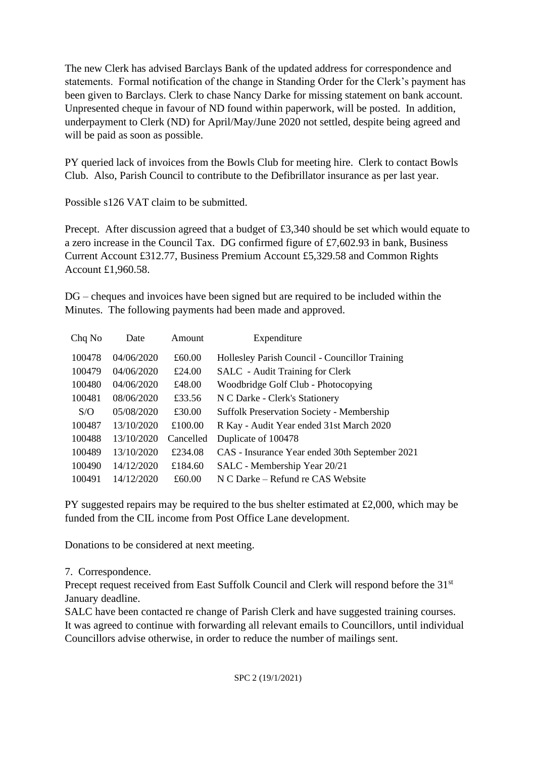The new Clerk has advised Barclays Bank of the updated address for correspondence and statements. Formal notification of the change in Standing Order for the Clerk's payment has been given to Barclays. Clerk to chase Nancy Darke for missing statement on bank account. Unpresented cheque in favour of ND found within paperwork, will be posted. In addition, underpayment to Clerk (ND) for April/May/June 2020 not settled, despite being agreed and will be paid as soon as possible.

PY queried lack of invoices from the Bowls Club for meeting hire. Clerk to contact Bowls Club. Also, Parish Council to contribute to the Defibrillator insurance as per last year.

Possible s126 VAT claim to be submitted.

Precept. After discussion agreed that a budget of £3,340 should be set which would equate to a zero increase in the Council Tax. DG confirmed figure of £7,602.93 in bank, Business Current Account £312.77, Business Premium Account £5,329.58 and Common Rights Account £1,960.58.

DG – cheques and invoices have been signed but are required to be included within the Minutes. The following payments had been made and approved.

| Chq No | Date | Amount | Expenditure |
|---|---|---|---|
| 100478 | 04/06/2020 | £60.00 | Hollesley Parish Council - Councillor Training |
| 100479 | 04/06/2020 | £24.00 | SALC - Audit Training for Clerk |
| 100480 | 04/06/2020 | £48.00 | Woodbridge Golf Club - Photocopying |
| 100481 | 08/06/2020 | £33.56 | N C Darke - Clerk's Stationery |
| S/O | 05/08/2020 | £30.00 | Suffolk Preservation Society - Membership |
| 100487 | 13/10/2020 | £100.00 | R Kay - Audit Year ended 31st March 2020 |
| 100488 | 13/10/2020 | Cancelled | Duplicate of 100478 |
| 100489 | 13/10/2020 | £234.08 | CAS - Insurance Year ended 30th September 2021 |
| 100490 | 14/12/2020 | £184.60 | SALC - Membership Year 20/21 |
| 100491 | 14/12/2020 | £60.00 | N C Darke – Refund re CAS Website |

PY suggested repairs may be required to the bus shelter estimated at £2,000, which may be funded from the CIL income from Post Office Lane development.

Donations to be considered at next meeting.

7. Correspondence.

Precept request received from East Suffolk Council and Clerk will respond before the 31st January deadline.

SALC have been contacted re change of Parish Clerk and have suggested training courses. It was agreed to continue with forwarding all relevant emails to Councillors, until individual Councillors advise otherwise, in order to reduce the number of mailings sent.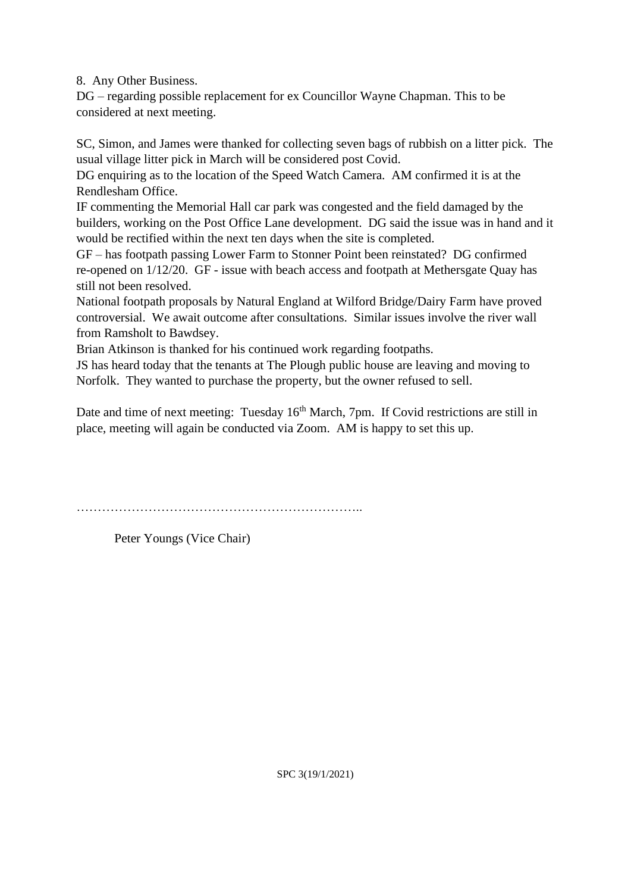8. Any Other Business.

DG – regarding possible replacement for ex Councillor Wayne Chapman. This to be considered at next meeting.

SC, Simon, and James were thanked for collecting seven bags of rubbish on a litter pick. The usual village litter pick in March will be considered post Covid.

DG enquiring as to the location of the Speed Watch Camera. AM confirmed it is at the Rendlesham Office.

IF commenting the Memorial Hall car park was congested and the field damaged by the builders, working on the Post Office Lane development. DG said the issue was in hand and it would be rectified within the next ten days when the site is completed.

GF – has footpath passing Lower Farm to Stonner Point been reinstated? DG confirmed re-opened on 1/12/20. GF - issue with beach access and footpath at Methersgate Quay has still not been resolved.

National footpath proposals by Natural England at Wilford Bridge/Dairy Farm have proved controversial. We await outcome after consultations. Similar issues involve the river wall from Ramsholt to Bawdsey.

Brian Atkinson is thanked for his continued work regarding footpaths.

JS has heard today that the tenants at The Plough public house are leaving and moving to Norfolk. They wanted to purchase the property, but the owner refused to sell.

Date and time of next meeting: Tuesday 16th March, 7pm. If Covid restrictions are still in place, meeting will again be conducted via Zoom. AM is happy to set this up.

…………………………………………………………..

Peter Youngs (Vice Chair)

SPC 3(19/1/2021)